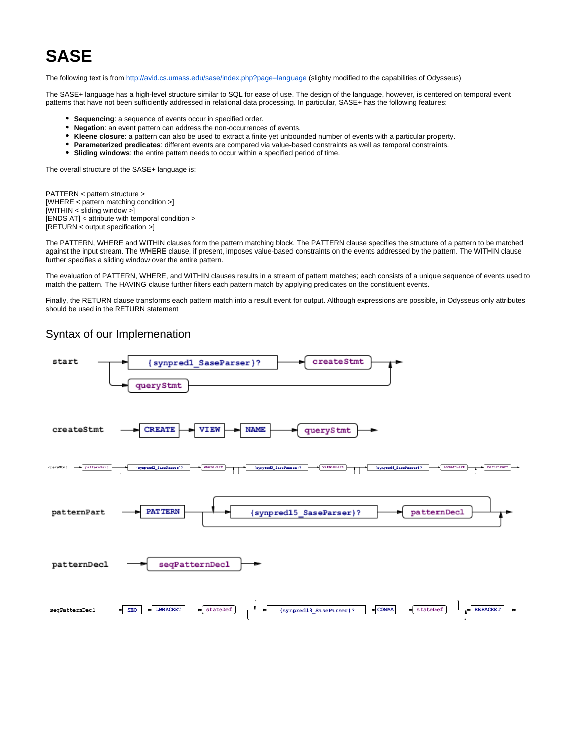# SASE

The following text is from http://avid.cs.umass.edu/sase/index.php?page=language (slighty modified to the capabilities of Odysseus)

The SASE+ language has a high-level structure similar to SQL for ease of use. The design of the language, however, is centered on temporal event patterns that have not been sufficiently addressed in relational data processing. In particular, SASE+ has the following features:

- **Sequencing**: a sequence of events occur in specified order.
- **Negation**: an event pattern can address the non-occurrences of events.
- **Kleene closure**: a pattern can also be used to extract a finite yet unbounded number of events with a particular property.
- **Parameterized predicates**: different events are compared via value-based constraints as well as temporal constraints.
- **Sliding windows**: the entire pattern needs to occur within a specified period of time.

The overall structure of the SASE+ language is:

PATTERN < pattern structure >
[WHERE < pattern matching condition >]
[WITHIN < sliding window >]
[ENDS AT] < attribute with temporal condition >
[RETURN < output specification >]

The PATTERN, WHERE and WITHIN clauses form the pattern matching block. The PATTERN clause specifies the structure of a pattern to be matched against the input stream. The WHERE clause, if present, imposes value-based constraints on the events addressed by the pattern. The WITHIN clause further specifies a sliding window over the entire pattern.

The evaluation of PATTERN, WHERE, and WITHIN clauses results in a stream of pattern matches; each consists of a unique sequence of events used to match the pattern. The HAVING clause further filters each pattern match by applying predicates on the constituent events.

Finally, the RETURN clause transforms each pattern match into a result event for output. Although expressions are possible, in Odysseus only attributes should be used in the RETURN statement

## Syntax of our Implemenation

start: ( {synpred1_SaseParser}? createStmt | queryStmt )

createStmt: CREATE VIEW NAME queryStmt

queryStmt: patternPart [ {synpred2_SaseParser}? wherePart ] [ {synpred3_SaseParser}? withinPart ] [ {synpred4_SaseParser}? endsAtPart ] returnPart

patternPart: PATTERN ( {synpred15_SaseParser}? patternDecl )*

patternDecl: seqPatternDecl

seqPatternDecl: SEQ LBRACKET stateDef ( {synpred18_SaseParser}? COMMA stateDef )* RBRACKET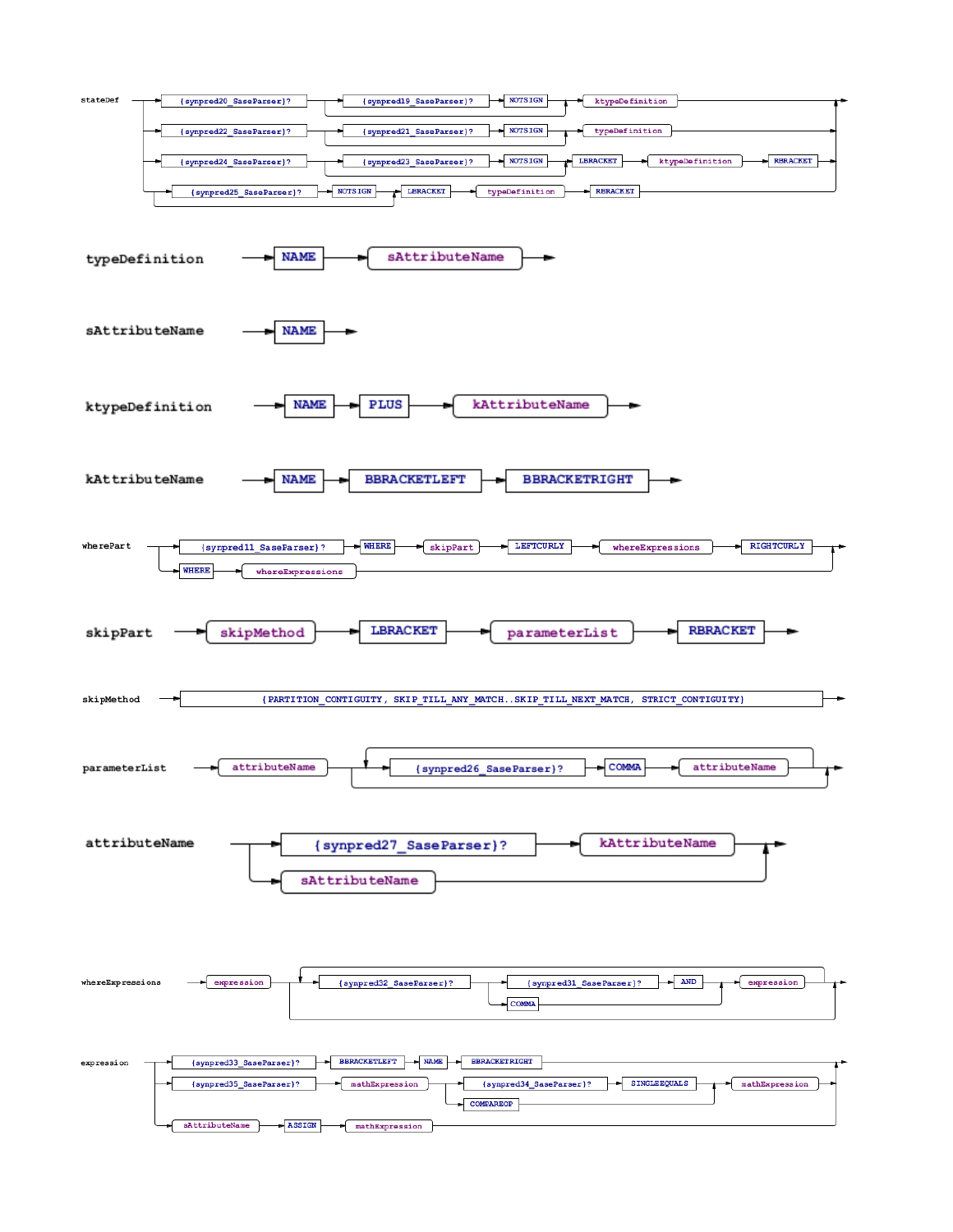stateDef

{synpred20_SaseParser}? {synpred19_SaseParser}? NOTSIGN ktypeDefinition

{synpred22_SaseParser}? {synpred21_SaseParser}? NOTSIGN typeDefinition

{synpred24_SaseParser}? {synpred23_SaseParser}? NOTSIGN LBRACKET ktypeDefinition RBRACKET

{synpred25_SaseParser}? NOTSIGN LBRACKET typeDefinition RBRACKET

typeDefinition NAME sAttributeName

sAttributeName NAME

ktypeDefinition NAME PLUS kAttributeName

kAttributeName NAME BBRACKETLEFT BBRACKETRIGHT

wherePart

{synpred11_SaseParser}? WHERE skipPart LEFTCURLY whereExpressions RIGHTCURLY

WHERE whereExpressions

skipPart skipMethod LBRACKET parameterList RBRACKET

skipMethod {PARTITION_CONTIGUITY, SKIP_TILL_ANY_MATCH..SKIP_TILL_NEXT_MATCH, STRICT_CONTIGUITY}

parameterList attributeName {synpred26_SaseParser}? COMMA attributeName

attributeName {synpred27_SaseParser}? kAttributeName

sAttributeName

whereExpressions expression {synpred32_SaseParser}? {synpred31_SaseParser}? AND expression

COMMA

expression {synpred33_SaseParser}? BBRACKETLEFT NAME BBRACKETRIGHT

{synpred35_SaseParser}? mathExpression {synpred34_SaseParser}? SINGLEEQUALS mathExpression

COMPAREOP

sAttributeName ASSIGN mathExpression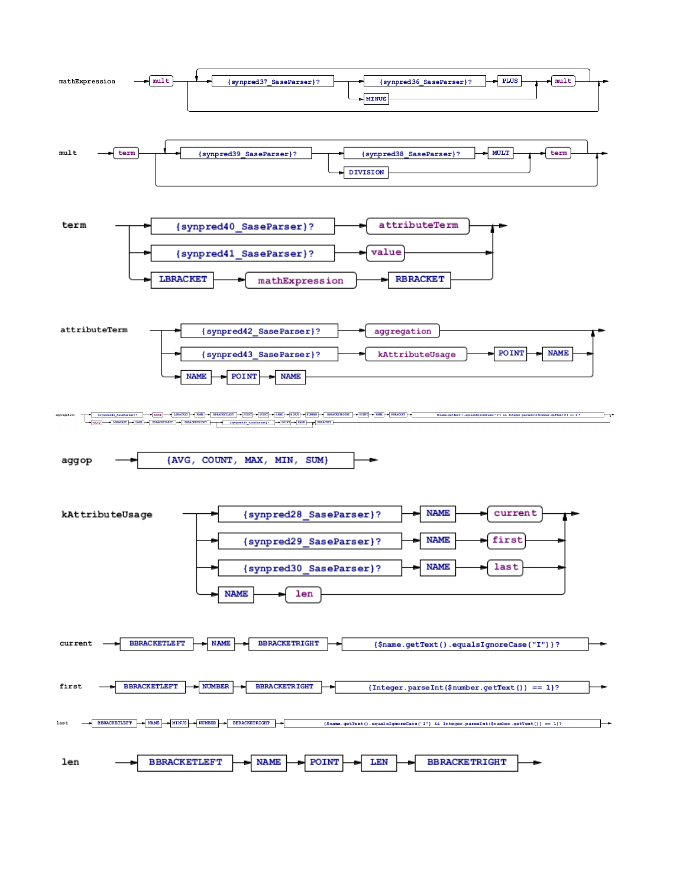```
mathExpression
  mult ( {synpred37_SaseParser}? ( {synpred36_SaseParser}? PLUS | MINUS ) mult )*

mult
  term ( {synpred39_SaseParser}? ( {synpred38_SaseParser}? MULT | DIVISION ) term )*

term
  {synpred40_SaseParser}? attributeTerm
  | {synpred41_SaseParser}? value
  | LBRACKET mathExpression RBRACKET

attributeTerm
  {synpred42_SaseParser}? aggregation
  | {synpred43_SaseParser}? kAttributeUsage POINT NAME
  | NAME POINT NAME

aggregation
  {synpred44_SaseParser}? aggop LBRACKET NAME BBRACKETLEFT POINT POINT NAME MINUS NUMBER BBRACKETRIGHT POINT NAME RBRACKET {$name.getText().equalsIgnoreCase("I") && Integer.parseInt($number.getText()) == 1}?
  | aggop LBRACKET NAME BBRACKETLEFT BBRACKETRIGHT ( {synpred45_SaseParser}? POINT NAME ) RBRACKET

aggop
  {AVG, COUNT, MAX, MIN, SUM}

kAttributeUsage
  {synpred28_SaseParser}? NAME current
  | {synpred29_SaseParser}? NAME first
  | {synpred30_SaseParser}? NAME last
  | NAME len

current
  BBRACKETLEFT NAME BBRACKETRIGHT {$name.getText().equalsIgnoreCase("I")}?

first
  BBRACKETLEFT NUMBER BBRACKETRIGHT {Integer.parseInt($number.getText()) == 1}?

last
  BBRACKETLEFT NAME MINUS NUMBER BBRACKETRIGHT {$name.getText().equalsIgnoreCase("I") && Integer.parseInt($number.getText()) == 1}?

len
  BBRACKETLEFT NAME POINT LEN BBRACKETRIGHT
```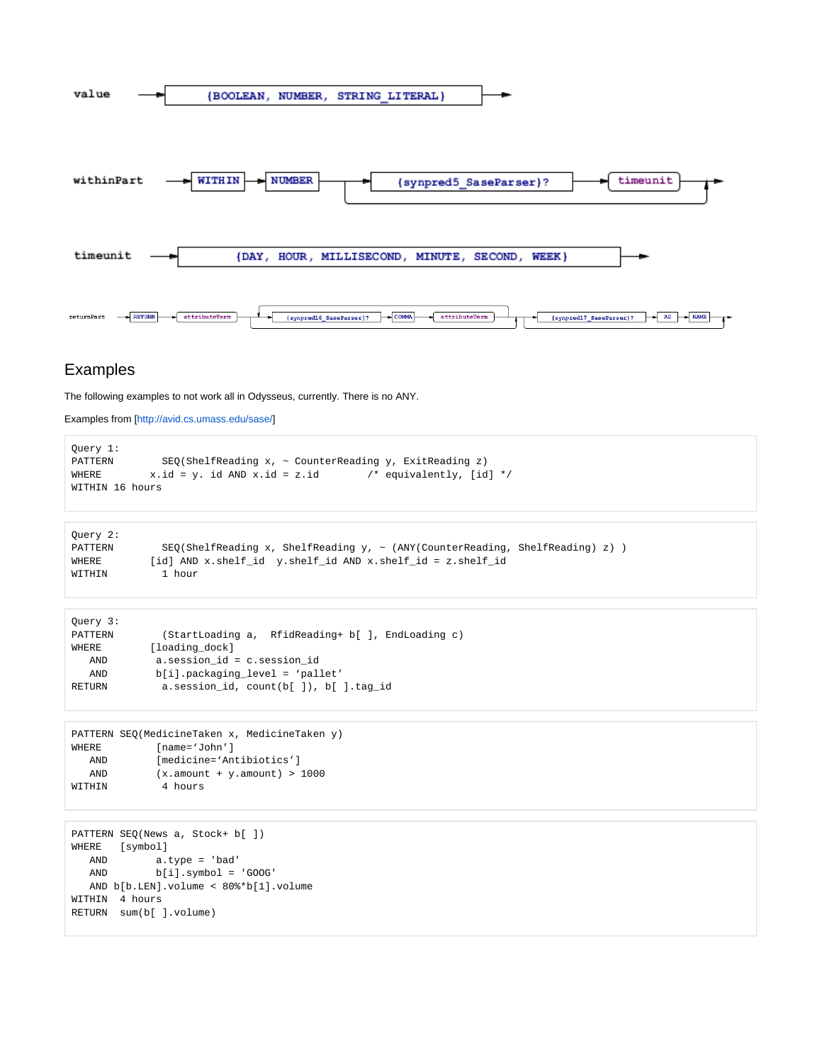value → {BOOLEAN, NUMBER, STRING_LITERAL} →

withinPart → WITHIN → NUMBER → {synpred5_SaseParser}? → timeunit →

timeunit → {DAY, HOUR, MILLISECOND, MINUTE, SECOND, WEEK} →

returnPart → RETURN → attributeTerm → {synpred16_SaseParser}? → COMMA → attributeTerm → {synpred17_SaseParser}? → AS → NAME →

## Examples

The following examples to not work all in Odysseus, currently. There is no ANY.

Examples from [http://avid.cs.umass.edu/sase/]

```
Query 1:
PATTERN        SEQ(ShelfReading x, ~ CounterReading y, ExitReading z)
WHERE        x.id = y. id AND x.id = z.id        /* equivalently, [id] */
WITHIN 16 hours
```

```
Query 2:
PATTERN        SEQ(ShelfReading x, ShelfReading y, ~ (ANY(CounterReading, ShelfReading) z) )
WHERE        [id] AND x.shelf_id  y.shelf_id AND x.shelf_id = z.shelf_id
WITHIN         1 hour
```

```
Query 3:
PATTERN        (StartLoading a,  RfidReading+ b[ ], EndLoading c)
WHERE        [loading_dock]
   AND        a.session_id = c.session_id
   AND        b[i].packaging_level = 'pallet'
RETURN         a.session_id, count(b[ ]), b[ ].tag_id
```

```
PATTERN SEQ(MedicineTaken x, MedicineTaken y)
WHERE         [name='John']
   AND        [medicine='Antibiotics']
   AND        (x.amount + y.amount) > 1000
WITHIN         4 hours
```

```
PATTERN SEQ(News a, Stock+ b[ ])
WHERE   [symbol]
   AND        a.type = 'bad'
   AND        b[i].symbol = 'GOOG'
   AND b[b.LEN].volume < 80%*b[1].volume
WITHIN  4 hours
RETURN  sum(b[ ].volume)
```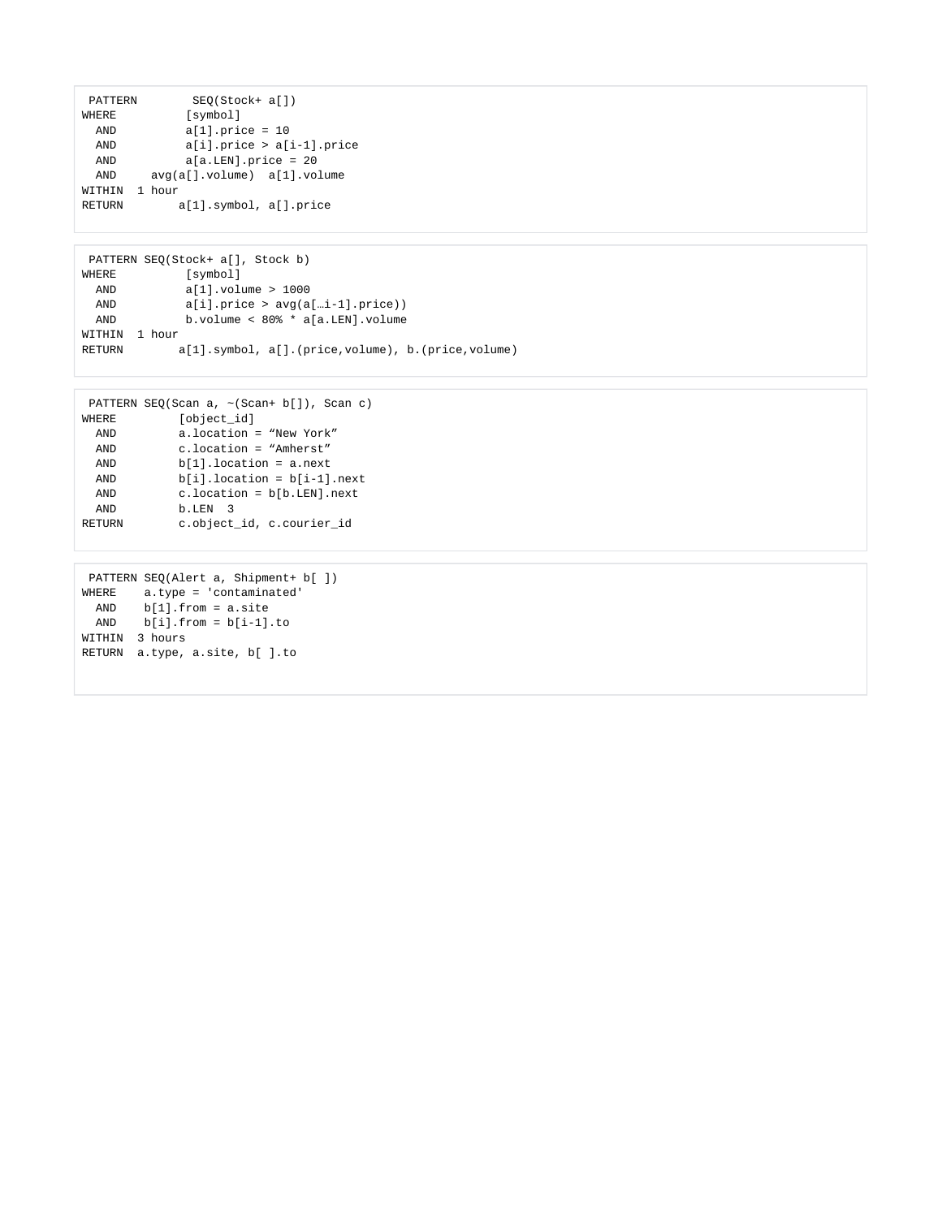```
 PATTERN        SEQ(Stock+ a[])
WHERE          [symbol]
  AND          a[1].price = 10
  AND          a[i].price > a[i-1].price
  AND          a[a.LEN].price = 20
  AND     avg(a[].volume)  a[1].volume
WITHIN  1 hour
RETURN        a[1].symbol, a[].price
```

```
 PATTERN SEQ(Stock+ a[], Stock b)
WHERE          [symbol]
  AND          a[1].volume > 1000
  AND          a[i].price > avg(a[…i-1].price))
  AND          b.volume < 80% * a[a.LEN].volume
WITHIN  1 hour
RETURN        a[1].symbol, a[].(price,volume), b.(price,volume)
```

```
 PATTERN SEQ(Scan a, ~(Scan+ b[]), Scan c)
WHERE         [object_id]
  AND         a.location = “New York”
  AND         c.location = “Amherst”
  AND         b[1].location = a.next
  AND         b[i].location = b[i-1].next
  AND         c.location = b[b.LEN].next
  AND         b.LEN  3
RETURN        c.object_id, c.courier_id
```

```
 PATTERN SEQ(Alert a, Shipment+ b[ ])
WHERE    a.type = 'contaminated'
  AND    b[1].from = a.site
  AND    b[i].from = b[i-1].to
WITHIN  3 hours
RETURN  a.type, a.site, b[ ].to
```